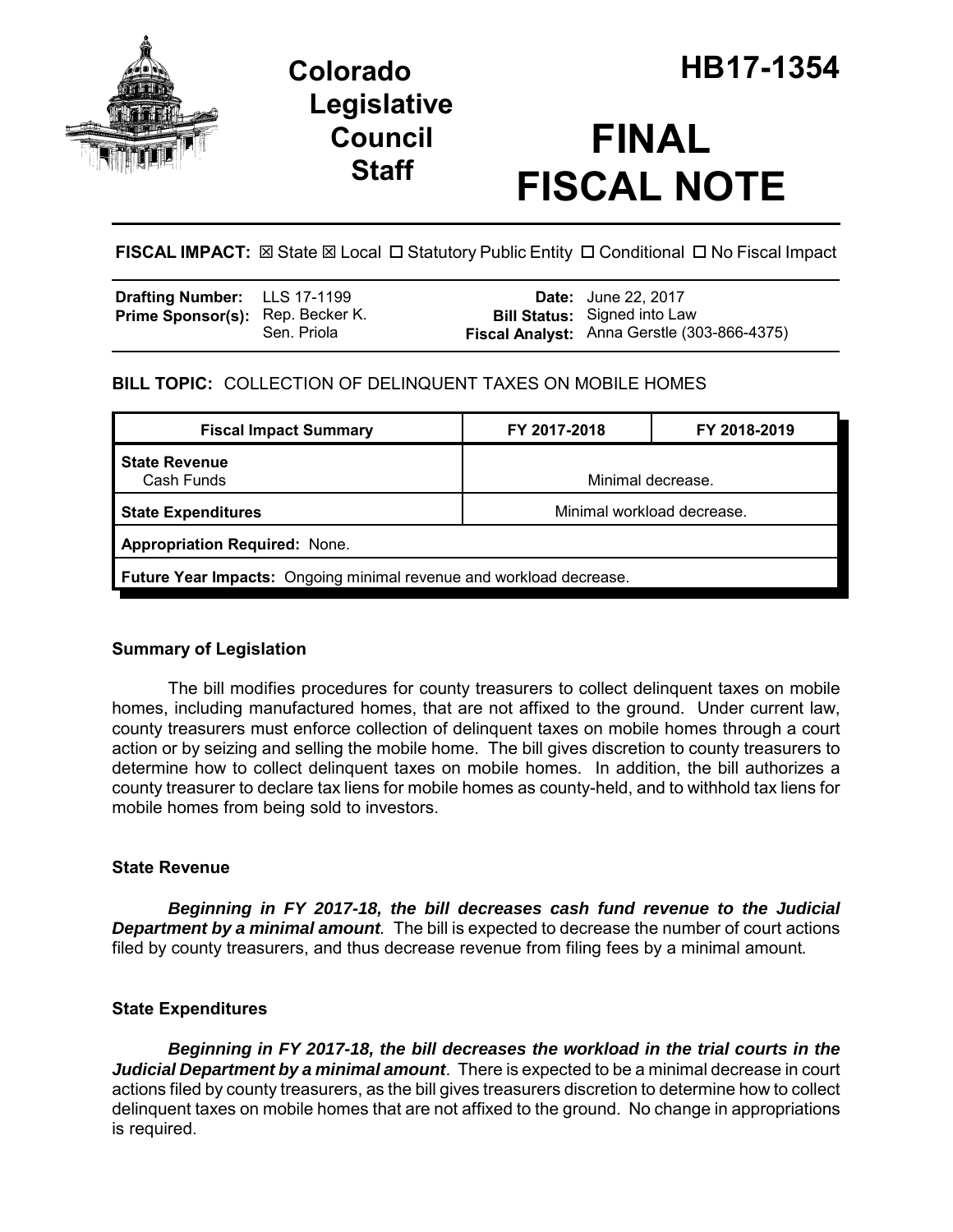# Colorado Legislative Council Staff

# HB17-1354

# FINAL FISCAL NOTE

**FISCAL IMPACT:** ☒ State ☒ Local ☐ Statutory Public Entity ☐ Conditional ☐ No Fiscal Impact

| | | | |
|---|---|---|---|
| **Drafting Number:** | LLS 17-1199 | **Date:** | June 22, 2017 |
| **Prime Sponsor(s):** | Rep. Becker K. Sen. Priola | **Bill Status:** | Signed into Law |
| | | **Fiscal Analyst:** | Anna Gerstle (303-866-4375) |

## BILL TOPIC: COLLECTION OF DELINQUENT TAXES ON MOBILE HOMES

| Fiscal Impact Summary | FY 2017-2018 | FY 2018-2019 |
|---|---|---|
| **State Revenue** Cash Funds | Minimal decrease. | |
| **State Expenditures** | Minimal workload decrease. | |
| **Appropriation Required:** None. | | |
| **Future Year Impacts:** Ongoing minimal revenue and workload decrease. | | |

### Summary of Legislation

The bill modifies procedures for county treasurers to collect delinquent taxes on mobile homes, including manufactured homes, that are not affixed to the ground. Under current law, county treasurers must enforce collection of delinquent taxes on mobile homes through a court action or by seizing and selling the mobile home. The bill gives discretion to county treasurers to determine how to collect delinquent taxes on mobile homes. In addition, the bill authorizes a county treasurer to declare tax liens for mobile homes as county-held, and to withhold tax liens for mobile homes from being sold to investors.

### State Revenue

***Beginning in FY 2017-18, the bill decreases cash fund revenue to the Judicial Department by a minimal amount***. The bill is expected to decrease the number of court actions filed by county treasurers, and thus decrease revenue from filing fees by a minimal amount.

### State Expenditures

***Beginning in FY 2017-18, the bill decreases the workload in the trial courts in the Judicial Department by a minimal amount***. There is expected to be a minimal decrease in court actions filed by county treasurers, as the bill gives treasurers discretion to determine how to collect delinquent taxes on mobile homes that are not affixed to the ground. No change in appropriations is required.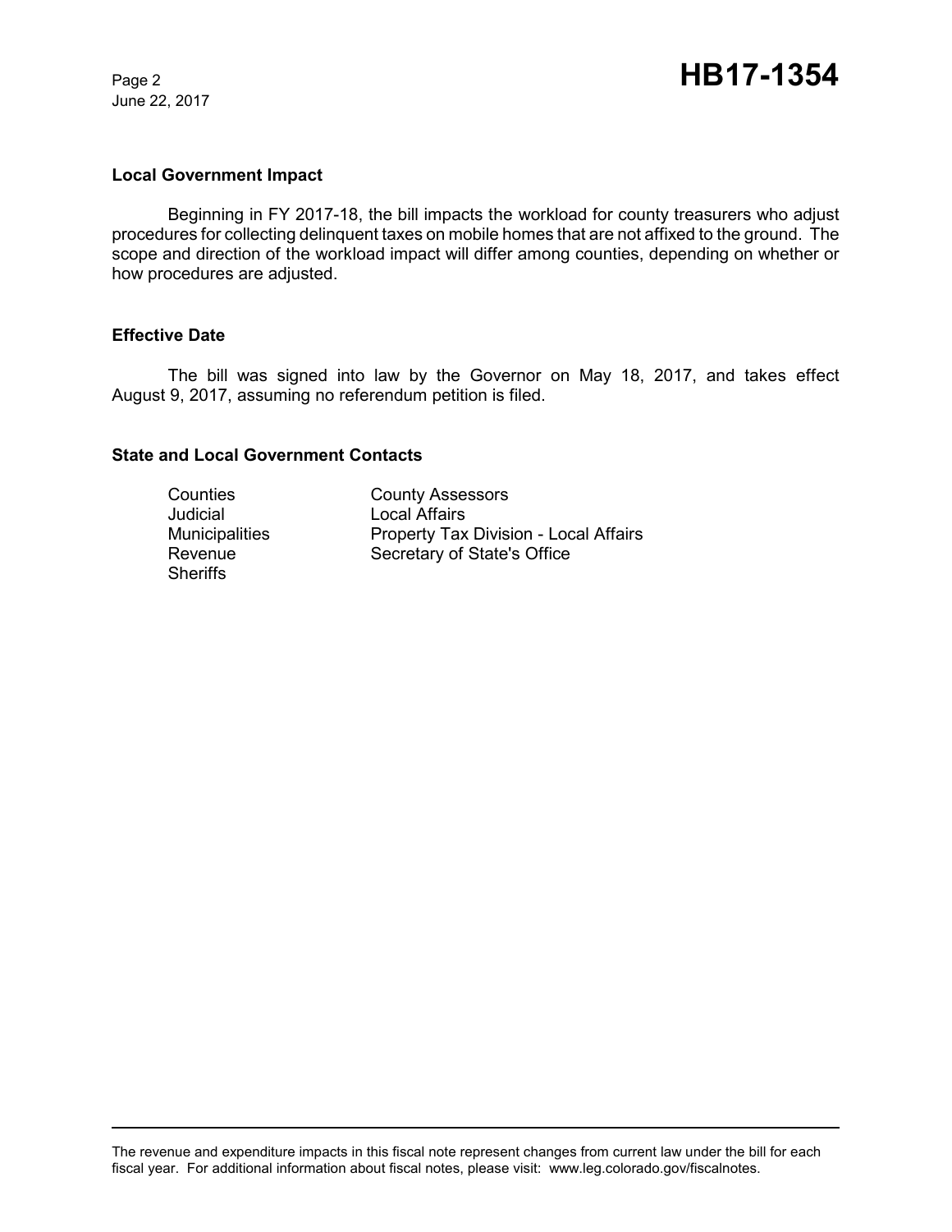## Local Government Impact

Beginning in FY 2017-18, the bill impacts the workload for county treasurers who adjust procedures for collecting delinquent taxes on mobile homes that are not affixed to the ground. The scope and direction of the workload impact will differ among counties, depending on whether or how procedures are adjusted.

## Effective Date

The bill was signed into law by the Governor on May 18, 2017, and takes effect August 9, 2017, assuming no referendum petition is filed.

## State and Local Government Contacts

| | |
|---|---|
| Counties | County Assessors |
| Judicial | Local Affairs |
| Municipalities | Property Tax Division - Local Affairs |
| Revenue | Secretary of State's Office |
| Sheriffs | |

The revenue and expenditure impacts in this fiscal note represent changes from current law under the bill for each fiscal year. For additional information about fiscal notes, please visit: www.leg.colorado.gov/fiscalnotes.